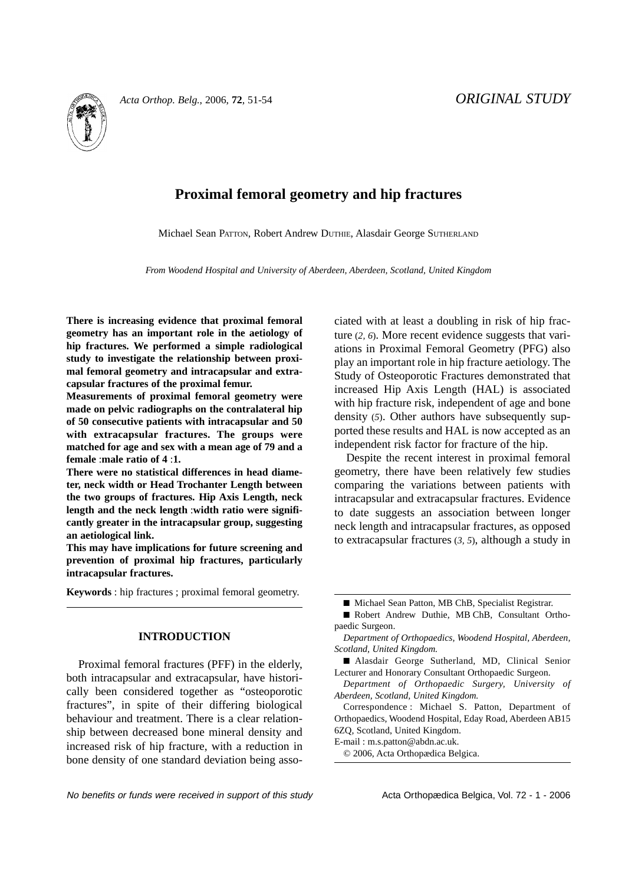ORIGINAL STUDY

# Proximal femoral geometry and hip fractures

Michael Sean PATTON, Robert Andrew DUTHIE, Alasdair George SUTHERLAND

*From Woodend Hospital and University of Aberdeen, Aberdeen, Scotland, United Kingdom*

**There is increasing evidence that proximal femoral geometry has an important role in the aetiology of hip fractures. We performed a simple radiological study to investigate the relationship between proximal femoral geometry and intracapsular and extracapsular fractures of the proximal femur.**

**Measurements of proximal femoral geometry were made on pelvic radiographs on the contralateral hip of 50 consecutive patients with intracapsular and 50 with extracapsular fractures. The groups were matched for age and sex with a mean age of 79 and a female :male ratio of 4 :1.**

**There were no statistical differences in head diameter, neck width or Head Trochanter Length between the two groups of fractures. Hip Axis Length, neck length and the neck length :width ratio were significantly greater in the intracapsular group, suggesting an aetiological link.**

**This may have implications for future screening and prevention of proximal hip fractures, particularly intracapsular fractures.**

**Keywords** : hip fractures ; proximal femoral geometry.

## INTRODUCTION

Proximal femoral fractures (PFF) in the elderly, both intracapsular and extracapsular, have historically been considered together as "osteoporotic fractures", in spite of their differing biological behaviour and treatment. There is a clear relationship between decreased bone mineral density and increased risk of hip fracture, with a reduction in bone density of one standard deviation being associated with at least a doubling in risk of hip fracture (*2, 6*). More recent evidence suggests that variations in Proximal Femoral Geometry (PFG) also play an important role in hip fracture aetiology. The Study of Osteoporotic Fractures demonstrated that increased Hip Axis Length (HAL) is associated with hip fracture risk, independent of age and bone density (*5*). Other authors have subsequently supported these results and HAL is now accepted as an independent risk factor for fracture of the hip.

Despite the recent interest in proximal femoral geometry, there have been relatively few studies comparing the variations between patients with intracapsular and extracapsular fractures. Evidence to date suggests an association between longer neck length and intracapsular fractures, as opposed to extracapsular fractures (*3, 5*), although a study in

---

■ Michael Sean Patton, MB ChB, Specialist Registrar.

■ Robert Andrew Duthie, MB ChB, Consultant Orthopaedic Surgeon.

*Department of Orthopaedics, Woodend Hospital, Aberdeen, Scotland, United Kingdom.*

■ Alasdair George Sutherland, MD, Clinical Senior Lecturer and Honorary Consultant Orthopaedic Surgeon.

*Department of Orthopaedic Surgery, University of Aberdeen, Scotland, United Kingdom.*

Correspondence : Michael S. Patton, Department of Orthopaedics, Woodend Hospital, Eday Road, Aberdeen AB15 6ZQ, Scotland, United Kingdom.

E-mail : m.s.patton@abdn.ac.uk.

© 2006, Acta Orthopædica Belgica.

*No benefits or funds were received in support of this study*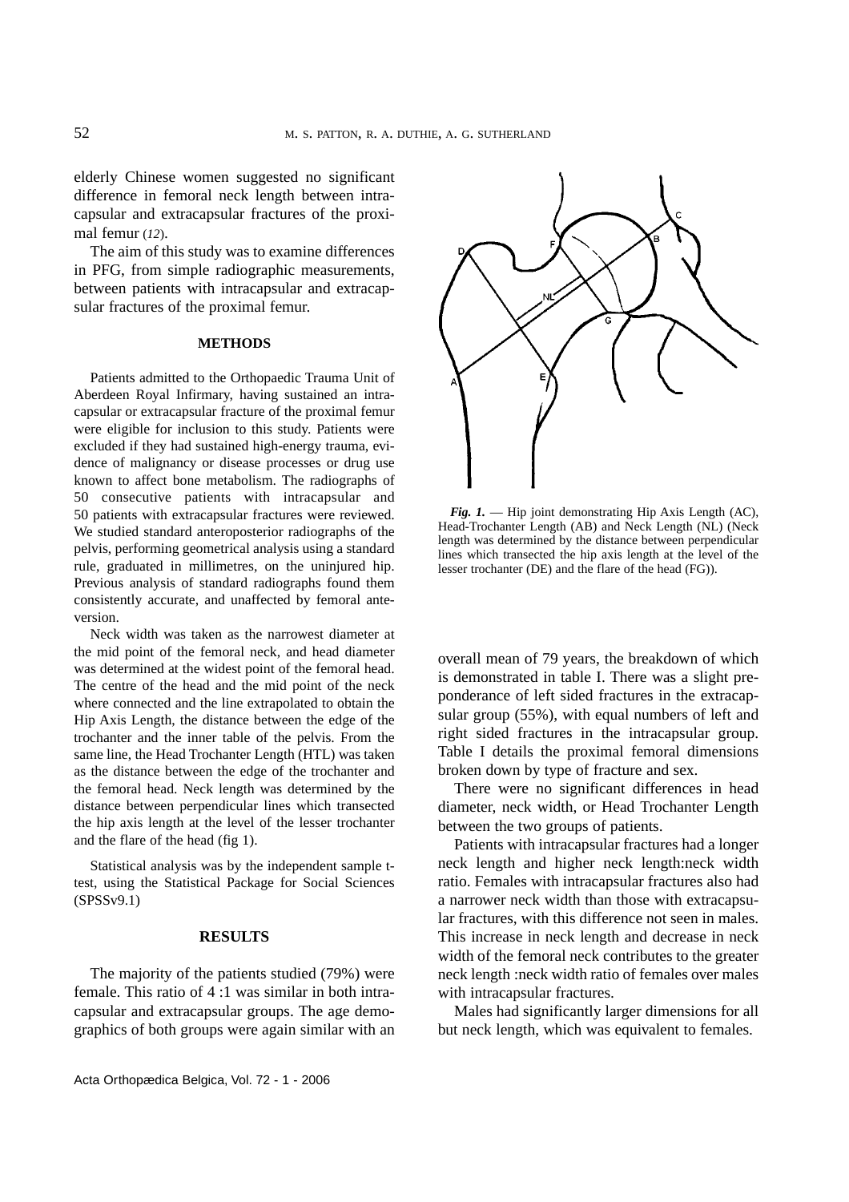elderly Chinese women suggested no significant difference in femoral neck length between intracapsular and extracapsular fractures of the proximal femur (*12*).

The aim of this study was to examine differences in PFG, from simple radiographic measurements, between patients with intracapsular and extracapsular fractures of the proximal femur.

## METHODS

Patients admitted to the Orthopaedic Trauma Unit of Aberdeen Royal Infirmary, having sustained an intracapsular or extracapsular fracture of the proximal femur were eligible for inclusion to this study. Patients were excluded if they had sustained high-energy trauma, evidence of malignancy or disease processes or drug use known to affect bone metabolism. The radiographs of 50 consecutive patients with intracapsular and 50 patients with extracapsular fractures were reviewed. We studied standard anteroposterior radiographs of the pelvis, performing geometrical analysis using a standard rule, graduated in millimetres, on the uninjured hip. Previous analysis of standard radiographs found them consistently accurate, and unaffected by femoral anteversion.

Neck width was taken as the narrowest diameter at the mid point of the femoral neck, and head diameter was determined at the widest point of the femoral head. The centre of the head and the mid point of the neck where connected and the line extrapolated to obtain the Hip Axis Length, the distance between the edge of the trochanter and the inner table of the pelvis. From the same line, the Head Trochanter Length (HTL) was taken as the distance between the edge of the trochanter and the femoral head. Neck length was determined by the distance between perpendicular lines which transected the hip axis length at the level of the lesser trochanter and the flare of the head (fig 1).

Statistical analysis was by the independent sample t-test, using the Statistical Package for Social Sciences (SPSSv9.1)

*Fig. 1.* — Hip joint demonstrating Hip Axis Length (AC), Head-Trochanter Length (AB) and Neck Length (NL) (Neck length was determined by the distance between perpendicular lines which transected the hip axis length at the level of the lesser trochanter (DE) and the flare of the head (FG)).

## RESULTS

The majority of the patients studied (79%) were female. This ratio of 4 :1 was similar in both intracapsular and extracapsular groups. The age demographics of both groups were again similar with an overall mean of 79 years, the breakdown of which is demonstrated in table I. There was a slight preponderance of left sided fractures in the extracapsular group (55%), with equal numbers of left and right sided fractures in the intracapsular group. Table I details the proximal femoral dimensions broken down by type of fracture and sex.

There were no significant differences in head diameter, neck width, or Head Trochanter Length between the two groups of patients.

Patients with intracapsular fractures had a longer neck length and higher neck length:neck width ratio. Females with intracapsular fractures also had a narrower neck width than those with extracapsular fractures, with this difference not seen in males. This increase in neck length and decrease in neck width of the femoral neck contributes to the greater neck length :neck width ratio of females over males with intracapsular fractures.

Males had significantly larger dimensions for all but neck length, which was equivalent to females.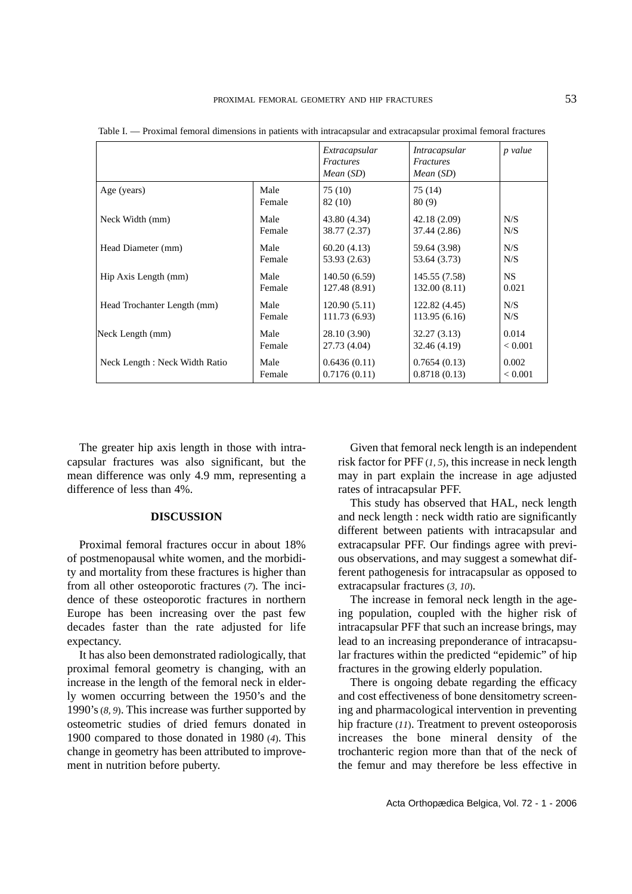Table I. — Proximal femoral dimensions in patients with intracapsular and extracapsular proximal femoral fractures

| | | *Extracapsular Fractures Mean (SD)* | *Intracapsular Fractures Mean (SD)* | *p value* |
|---|---|---|---|---|
| Age (years) | Male | 75 (10) | 75 (14) | |
| | Female | 82 (10) | 80 (9) | |
| Neck Width (mm) | Male | 43.80 (4.34) | 42.18 (2.09) | N/S |
| | Female | 38.77 (2.37) | 37.44 (2.86) | N/S |
| Head Diameter (mm) | Male | 60.20 (4.13) | 59.64 (3.98) | N/S |
| | Female | 53.93 (2.63) | 53.64 (3.73) | N/S |
| Hip Axis Length (mm) | Male | 140.50 (6.59) | 145.55 (7.58) | NS |
| | Female | 127.48 (8.91) | 132.00 (8.11) | 0.021 |
| Head Trochanter Length (mm) | Male | 120.90 (5.11) | 122.82 (4.45) | N/S |
| | Female | 111.73 (6.93) | 113.95 (6.16) | N/S |
| Neck Length (mm) | Male | 28.10 (3.90) | 32.27 (3.13) | 0.014 |
| | Female | 27.73 (4.04) | 32.46 (4.19) | < 0.001 |
| Neck Length : Neck Width Ratio | Male | 0.6436 (0.11) | 0.7654 (0.13) | 0.002 |
| | Female | 0.7176 (0.11) | 0.8718 (0.13) | < 0.001 |

The greater hip axis length in those with intracapsular fractures was also significant, but the mean difference was only 4.9 mm, representing a difference of less than 4%.

## DISCUSSION

Proximal femoral fractures occur in about 18% of postmenopausal white women, and the morbidity and mortality from these fractures is higher than from all other osteoporotic fractures (*7*). The incidence of these osteoporotic fractures in northern Europe has been increasing over the past few decades faster than the rate adjusted for life expectancy.

It has also been demonstrated radiologically, that proximal femoral geometry is changing, with an increase in the length of the femoral neck in elderly women occurring between the 1950's and the 1990's (*8, 9*). This increase was further supported by osteometric studies of dried femurs donated in 1900 compared to those donated in 1980 (*4*). This change in geometry has been attributed to improvement in nutrition before puberty.

Given that femoral neck length is an independent risk factor for PFF (*1, 5*), this increase in neck length may in part explain the increase in age adjusted rates of intracapsular PFF.

This study has observed that HAL, neck length and neck length : neck width ratio are significantly different between patients with intracapsular and extracapsular PFF. Our findings agree with previous observations, and may suggest a somewhat different pathogenesis for intracapsular as opposed to extracapsular fractures (*3, 10*).

The increase in femoral neck length in the ageing population, coupled with the higher risk of intracapsular PFF that such an increase brings, may lead to an increasing preponderance of intracapsular fractures within the predicted "epidemic" of hip fractures in the growing elderly population.

There is ongoing debate regarding the efficacy and cost effectiveness of bone densitometry screening and pharmacological intervention in preventing hip fracture (*11*). Treatment to prevent osteoporosis increases the bone mineral density of the trochanteric region more than that of the neck of the femur and may therefore be less effective in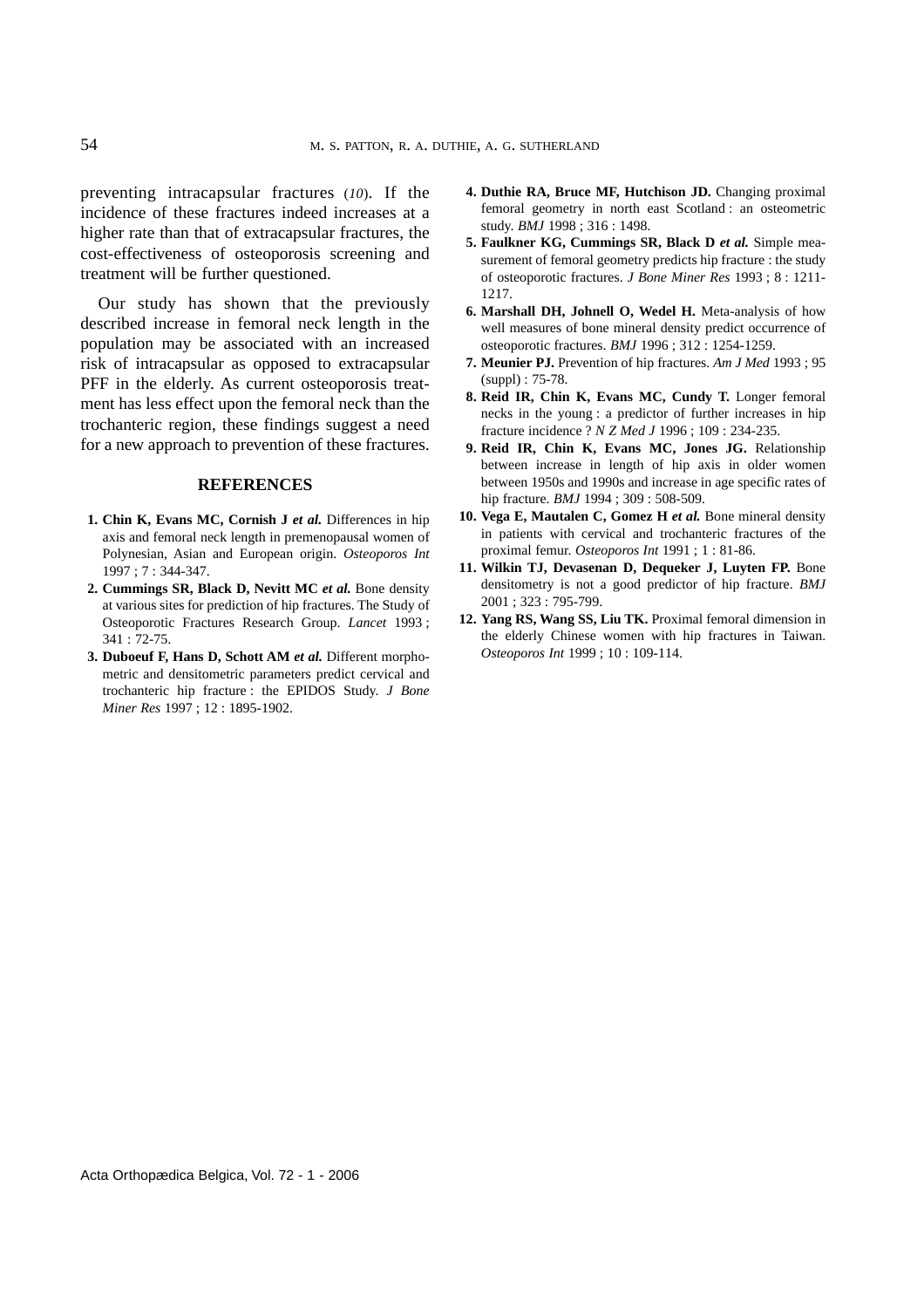preventing intracapsular fractures (*10*). If the incidence of these fractures indeed increases at a higher rate than that of extracapsular fractures, the cost-effectiveness of osteoporosis screening and treatment will be further questioned.

Our study has shown that the previously described increase in femoral neck length in the population may be associated with an increased risk of intracapsular as opposed to extracapsular PFF in the elderly. As current osteoporosis treatment has less effect upon the femoral neck than the trochanteric region, these findings suggest a need for a new approach to prevention of these fractures.

## REFERENCES

1. **Chin K, Evans MC, Cornish J *et al.*** Differences in hip axis and femoral neck length in premenopausal women of Polynesian, Asian and European origin. *Osteoporos Int* 1997 ; 7 : 344-347.
2. **Cummings SR, Black D, Nevitt MC *et al.*** Bone density at various sites for prediction of hip fractures. The Study of Osteoporotic Fractures Research Group. *Lancet* 1993 ; 341 : 72-75.
3. **Duboeuf F, Hans D, Schott AM *et al.*** Different morphometric and densitometric parameters predict cervical and trochanteric hip fracture : the EPIDOS Study. *J Bone Miner Res* 1997 ; 12 : 1895-1902.
4. **Duthie RA, Bruce MF, Hutchison JD.** Changing proximal femoral geometry in north east Scotland : an osteometric study. *BMJ* 1998 ; 316 : 1498.
5. **Faulkner KG, Cummings SR, Black D *et al.*** Simple measurement of femoral geometry predicts hip fracture : the study of osteoporotic fractures. *J Bone Miner Res* 1993 ; 8 : 1211-1217.
6. **Marshall DH, Johnell O, Wedel H.** Meta-analysis of how well measures of bone mineral density predict occurrence of osteoporotic fractures. *BMJ* 1996 ; 312 : 1254-1259.
7. **Meunier PJ.** Prevention of hip fractures. *Am J Med* 1993 ; 95 (suppl) : 75-78.
8. **Reid IR, Chin K, Evans MC, Cundy T.** Longer femoral necks in the young : a predictor of further increases in hip fracture incidence ? *N Z Med J* 1996 ; 109 : 234-235.
9. **Reid IR, Chin K, Evans MC, Jones JG.** Relationship between increase in length of hip axis in older women between 1950s and 1990s and increase in age specific rates of hip fracture. *BMJ* 1994 ; 309 : 508-509.
10. **Vega E, Mautalen C, Gomez H *et al.*** Bone mineral density in patients with cervical and trochanteric fractures of the proximal femur. *Osteoporos Int* 1991 ; 1 : 81-86.
11. **Wilkin TJ, Devasenan D, Dequeker J, Luyten FP.** Bone densitometry is not a good predictor of hip fracture. *BMJ* 2001 ; 323 : 795-799.
12. **Yang RS, Wang SS, Liu TK.** Proximal femoral dimension in the elderly Chinese women with hip fractures in Taiwan. *Osteoporos Int* 1999 ; 10 : 109-114.